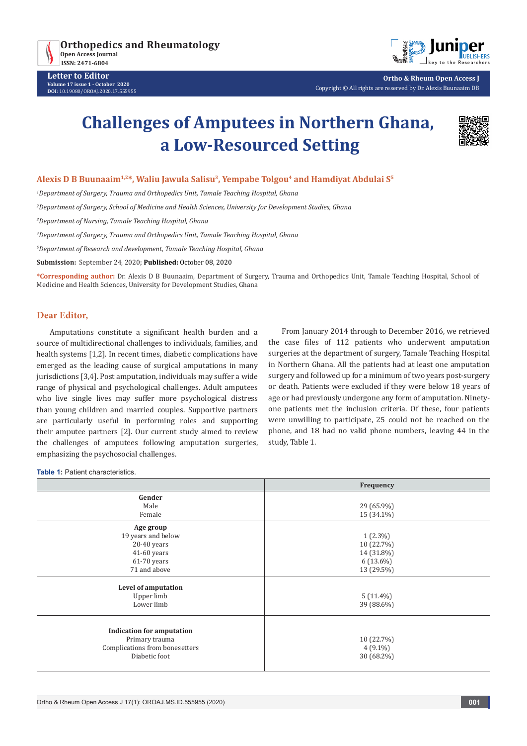# Challenges of Amputees in Northern Ghana, a Low-Resourced Setting

**Alexis D B Buunaaim[1,2]*, Waliu Jawula Salisu[3], Yempabe Tolgou[4] and Hamdiyat Abdulai S[5]**

*[1]Department of Surgery, Trauma and Orthopedics Unit, Tamale Teaching Hospital, Ghana*

*[2]Department of Surgery, School of Medicine and Health Sciences, University for Development Studies, Ghana*

*[3]Department of Nursing, Tamale Teaching Hospital, Ghana*

*[4]Department of Surgery, Trauma and Orthopedics Unit, Tamale Teaching Hospital, Ghana*

*[5]Department of Research and development, Tamale Teaching Hospital, Ghana*

**Submission:** September 24, 2020; **Published:** October 08, 2020

***Corresponding author:** Dr. Alexis D B Buunaaim, Department of Surgery, Trauma and Orthopedics Unit, Tamale Teaching Hospital, School of Medicine and Health Sciences, University for Development Studies, Ghana

## Dear Editor,

Amputations constitute a significant health burden and a source of multidirectional challenges to individuals, families, and health systems [1,2]. In recent times, diabetic complications have emerged as the leading cause of surgical amputations in many jurisdictions [3,4]. Post amputation, individuals may suffer a wide range of physical and psychological challenges. Adult amputees who live single lives may suffer more psychological distress than young children and married couples. Supportive partners are particularly useful in performing roles and supporting their amputee partners [2]. Our current study aimed to review the challenges of amputees following amputation surgeries, emphasizing the psychosocial challenges.

From January 2014 through to December 2016, we retrieved the case files of 112 patients who underwent amputation surgeries at the department of surgery, Tamale Teaching Hospital in Northern Ghana. All the patients had at least one amputation surgery and followed up for a minimum of two years post-surgery or death. Patients were excluded if they were below 18 years of age or had previously undergone any form of amputation. Ninety-one patients met the inclusion criteria. Of these, four patients were unwilling to participate, 25 could not be reached on the phone, and 18 had no valid phone numbers, leaving 44 in the study, Table 1.

**Table 1:** Patient characteristics.

| | Frequency |
|---|---|
| **Gender** | |
| Male | 29 (65.9%) |
| Female | 15 (34.1%) |
| **Age group** | |
| 19 years and below | 1 (2.3%) |
| 20-40 years | 10 (22.7%) |
| 41-60 years | 14 (31.8%) |
| 61-70 years | 6 (13.6%) |
| 71 and above | 13 (29.5%) |
| **Level of amputation** | |
| Upper limb | 5 (11.4%) |
| Lower limb | 39 (88.6%) |
| **Indication for amputation** | |
| Primary trauma | 10 (22.7%) |
| Complications from bonesetters | 4 (9.1%) |
| Diabetic foot | 30 (68.2%) |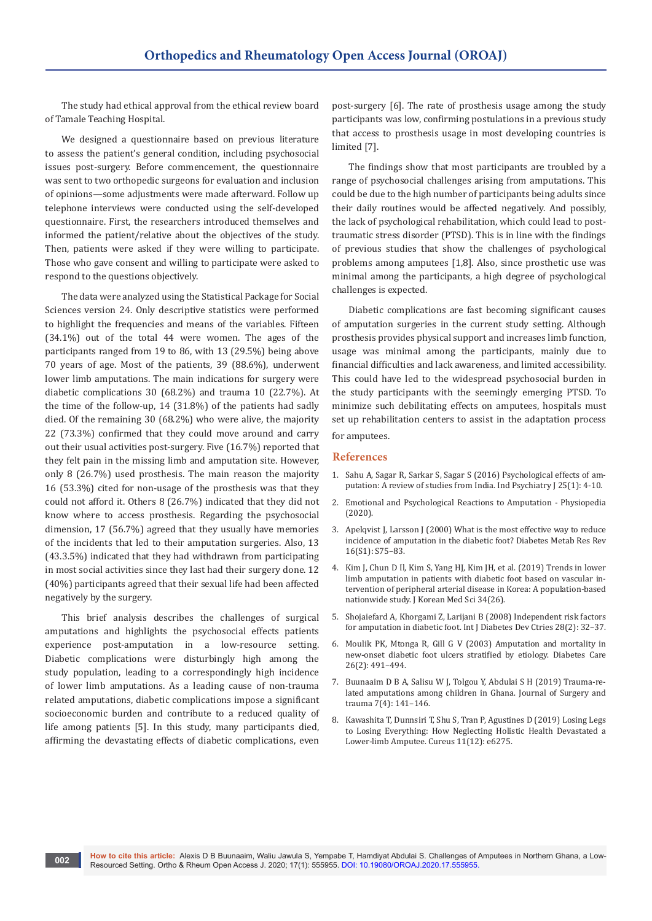The study had ethical approval from the ethical review board of Tamale Teaching Hospital.

We designed a questionnaire based on previous literature to assess the patient's general condition, including psychosocial issues post-surgery. Before commencement, the questionnaire was sent to two orthopedic surgeons for evaluation and inclusion of opinions—some adjustments were made afterward. Follow up telephone interviews were conducted using the self-developed questionnaire. First, the researchers introduced themselves and informed the patient/relative about the objectives of the study. Then, patients were asked if they were willing to participate. Those who gave consent and willing to participate were asked to respond to the questions objectively.

The data were analyzed using the Statistical Package for Social Sciences version 24. Only descriptive statistics were performed to highlight the frequencies and means of the variables. Fifteen (34.1%) out of the total 44 were women. The ages of the participants ranged from 19 to 86, with 13 (29.5%) being above 70 years of age. Most of the patients, 39 (88.6%), underwent lower limb amputations. The main indications for surgery were diabetic complications 30 (68.2%) and trauma 10 (22.7%). At the time of the follow-up, 14 (31.8%) of the patients had sadly died. Of the remaining 30 (68.2%) who were alive, the majority 22 (73.3%) confirmed that they could move around and carry out their usual activities post-surgery. Five (16.7%) reported that they felt pain in the missing limb and amputation site. However, only 8 (26.7%) used prosthesis. The main reason the majority 16 (53.3%) cited for non-usage of the prosthesis was that they could not afford it. Others 8 (26.7%) indicated that they did not know where to access prosthesis. Regarding the psychosocial dimension, 17 (56.7%) agreed that they usually have memories of the incidents that led to their amputation surgeries. Also, 13 (43.3.5%) indicated that they had withdrawn from participating in most social activities since they last had their surgery done. 12 (40%) participants agreed that their sexual life had been affected negatively by the surgery.

This brief analysis describes the challenges of surgical amputations and highlights the psychosocial effects patients experience post-amputation in a low-resource setting. Diabetic complications were disturbingly high among the study population, leading to a correspondingly high incidence of lower limb amputations. As a leading cause of non-trauma related amputations, diabetic complications impose a significant socioeconomic burden and contribute to a reduced quality of life among patients [5]. In this study, many participants died, affirming the devastating effects of diabetic complications, even post-surgery [6]. The rate of prosthesis usage among the study participants was low, confirming postulations in a previous study that access to prosthesis usage in most developing countries is limited [7].

The findings show that most participants are troubled by a range of psychosocial challenges arising from amputations. This could be due to the high number of participants being adults since their daily routines would be affected negatively. And possibly, the lack of psychological rehabilitation, which could lead to post-traumatic stress disorder (PTSD). This is in line with the findings of previous studies that show the challenges of psychological problems among amputees [1,8]. Also, since prosthetic use was minimal among the participants, a high degree of psychological challenges is expected.

Diabetic complications are fast becoming significant causes of amputation surgeries in the current study setting. Although prosthesis provides physical support and increases limb function, usage was minimal among the participants, mainly due to financial difficulties and lack awareness, and limited accessibility. This could have led to the widespread psychosocial burden in the study participants with the seemingly emerging PTSD. To minimize such debilitating effects on amputees, hospitals must set up rehabilitation centers to assist in the adaptation process for amputees.

## References

1. Sahu A, Sagar R, Sarkar S, Sagar S (2016) Psychological effects of amputation: A review of studies from India. Ind Psychiatry J 25(1): 4-10.
2. Emotional and Psychological Reactions to Amputation - Physiopedia (2020).
3. Apelqvist J, Larsson J (2000) What is the most effective way to reduce incidence of amputation in the diabetic foot? Diabetes Metab Res Rev 16(S1): S75–83.
4. Kim J, Chun D Il, Kim S, Yang HJ, Kim JH, et al. (2019) Trends in lower limb amputation in patients with diabetic foot based on vascular intervention of peripheral arterial disease in Korea: A population-based nationwide study. J Korean Med Sci 34(26).
5. Shojaiefard A, Khorgami Z, Larijani B (2008) Independent risk factors for amputation in diabetic foot. Int J Diabetes Dev Ctries 28(2): 32–37.
6. Moulik PK, Mtonga R, Gill G V (2003) Amputation and mortality in new-onset diabetic foot ulcers stratified by etiology. Diabetes Care 26(2): 491–494.
7. Buunaaim D B A, Salisu W J, Tolgou Y, Abdulai S H (2019) Trauma-related amputations among children in Ghana. Journal of Surgery and trauma 7(4): 141–146.
8. Kawashita T, Dunnsiri T, Shu S, Tran P, Agustines D (2019) Losing Legs to Losing Everything: How Neglecting Holistic Health Devastated a Lower-limb Amputee. Cureus 11(12): e6275.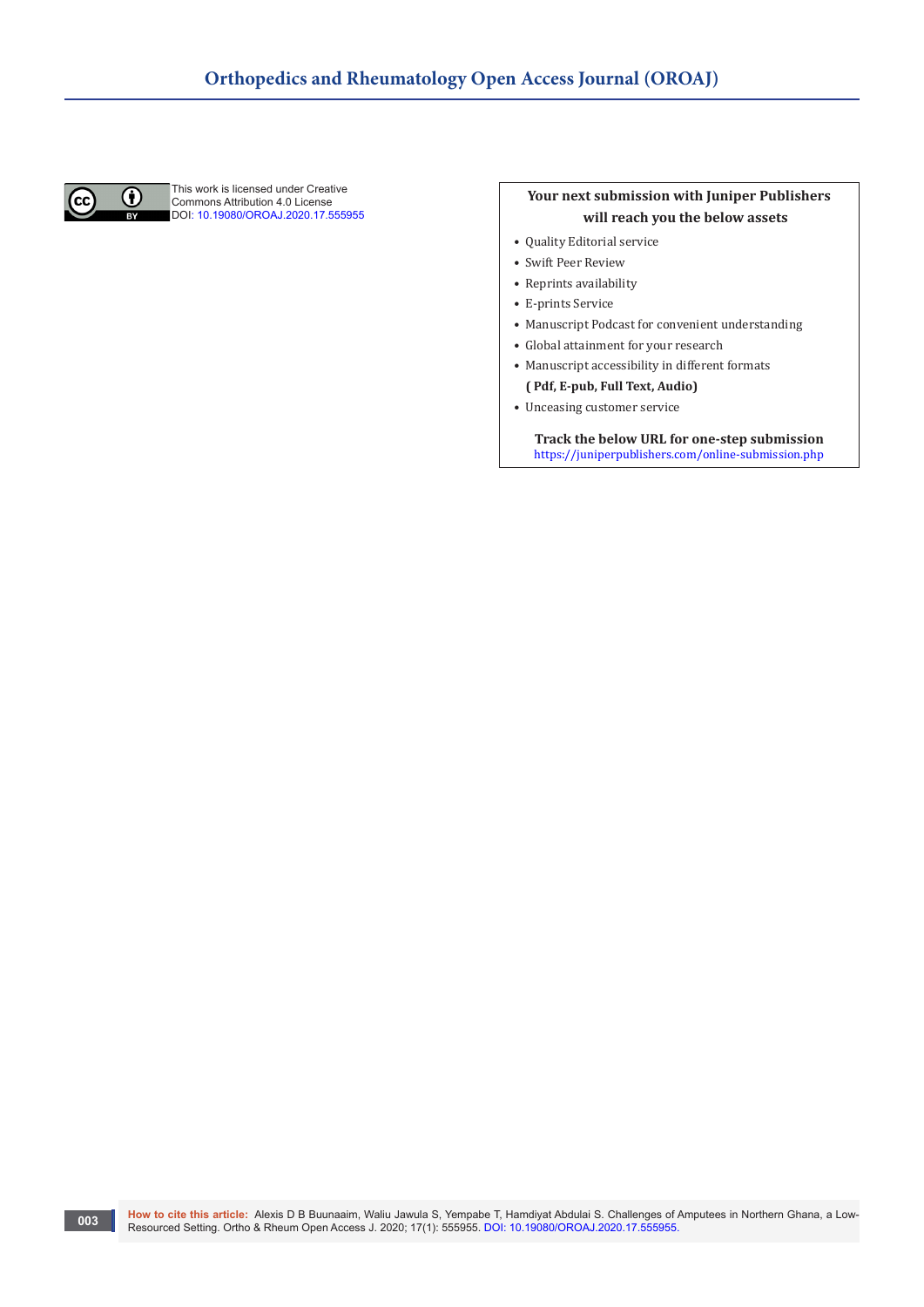This work is licensed under Creative Commons Attribution 4.0 License
DOI: 10.19080/OROAJ.2020.17.555955

**Your next submission with Juniper Publishers will reach you the below assets**

- Quality Editorial service
- Swift Peer Review
- Reprints availability
- E-prints Service
- Manuscript Podcast for convenient understanding
- Global attainment for your research
- Manuscript accessibility in different formats

  **( Pdf, E-pub, Full Text, Audio)**
- Unceasing customer service

**Track the below URL for one-step submission**
https://juniperpublishers.com/online-submission.php

**How to cite this article:** Alexis D B Buunaaim, Waliu Jawula S, Yempabe T, Hamdiyat Abdulai S. Challenges of Amputees in Northern Ghana, a Low-Resourced Setting. Ortho & Rheum Open Access J. 2020; 17(1): 555955. DOI: 10.19080/OROAJ.2020.17.555955.